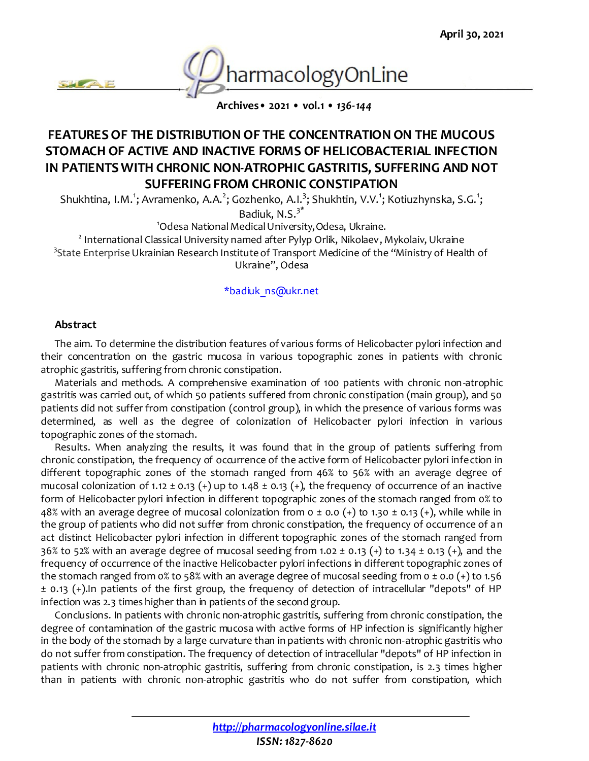# FEATURES OF THE DISTRIBUTION OF THE CONCENTRATION ON THE MUCOUS STOMACH OF ACTIVE AND INACTIVE FORMS OF HELICOBACTERIAL INFECTION IN PATIENTS WITH CHRONIC NON-ATROPHIC GASTRITIS, SUFFERING AND NOT SUFFERING FROM CHRONIC CONSTIPATION

Shukhtina, I.M.[1]; Avramenko, A.A.[2]; Gozhenko, A.I.[3]; Shukhtin, V.V.[1]; Kotiuzhynska, S.G.[1]; Badiuk, N.S.[3*]

[1]Odesa National Medical University, Odesa, Ukraine.

[2] International Classical University named after Pylyp Orlik, Nikolaev, Mykolaiv, Ukraine

[3]State Enterprise Ukrainian Research Institute of Transport Medicine of the "Ministry of Health of Ukraine", Odesa

*badiuk_ns@ukr.net

## Abstract

The aim. To determine the distribution features of various forms of Helicobacter pylori infection and their concentration on the gastric mucosa in various topographic zones in patients with chronic atrophic gastritis, suffering from chronic constipation.

Materials and methods. A comprehensive examination of 100 patients with chronic non-atrophic gastritis was carried out, of which 50 patients suffered from chronic constipation (main group), and 50 patients did not suffer from constipation (control group), in which the presence of various forms was determined, as well as the degree of colonization of Helicobacter pylori infection in various topographic zones of the stomach.

Results. When analyzing the results, it was found that in the group of patients suffering from chronic constipation, the frequency of occurrence of the active form of Helicobacter pylori infection in different topographic zones of the stomach ranged from 46% to 56% with an average degree of mucosal colonization of 1.12 ± 0.13 (+) up to 1.48 ± 0.13 (+), the frequency of occurrence of an inactive form of Helicobacter pylori infection in different topographic zones of the stomach ranged from 0% to 48% with an average degree of mucosal colonization from 0 ± 0.0 (+) to 1.30 ± 0.13 (+), while while in the group of patients who did not suffer from chronic constipation, the frequency of occurrence of an act distinct Helicobacter pylori infection in different topographic zones of the stomach ranged from 36% to 52% with an average degree of mucosal seeding from 1.02 ± 0.13 (+) to 1.34 ± 0.13 (+), and the frequency of occurrence of the inactive Helicobacter pylori infections in different topographic zones of the stomach ranged from 0% to 58% with an average degree of mucosal seeding from 0 ± 0.0 (+) to 1.56 ± 0.13 (+).In patients of the first group, the frequency of detection of intracellular "depots" of HP infection was 2.3 times higher than in patients of the second group.

Conclusions. In patients with chronic non-atrophic gastritis, suffering from chronic constipation, the degree of contamination of the gastric mucosa with active forms of HP infection is significantly higher in the body of the stomach by a large curvature than in patients with chronic non-atrophic gastritis who do not suffer from constipation. The frequency of detection of intracellular "depots" of HP infection in patients with chronic non-atrophic gastritis, suffering from chronic constipation, is 2.3 times higher than in patients with chronic non-atrophic gastritis who do not suffer from constipation, which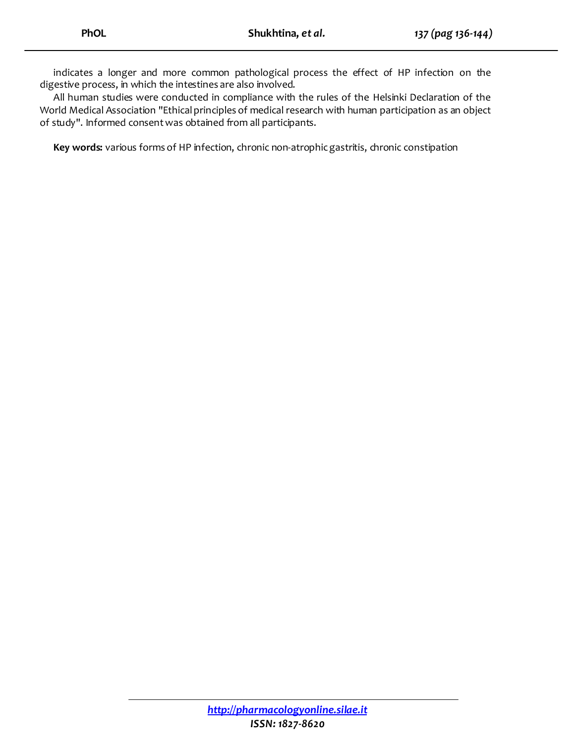indicates a longer and more common pathological process the effect of HP infection on the digestive process, in which the intestines are also involved.

All human studies were conducted in compliance with the rules of the Helsinki Declaration of the World Medical Association "Ethical principles of medical research with human participation as an object of study". Informed consent was obtained from all participants.

**Key words:** various forms of HP infection, chronic non-atrophic gastritis, chronic constipation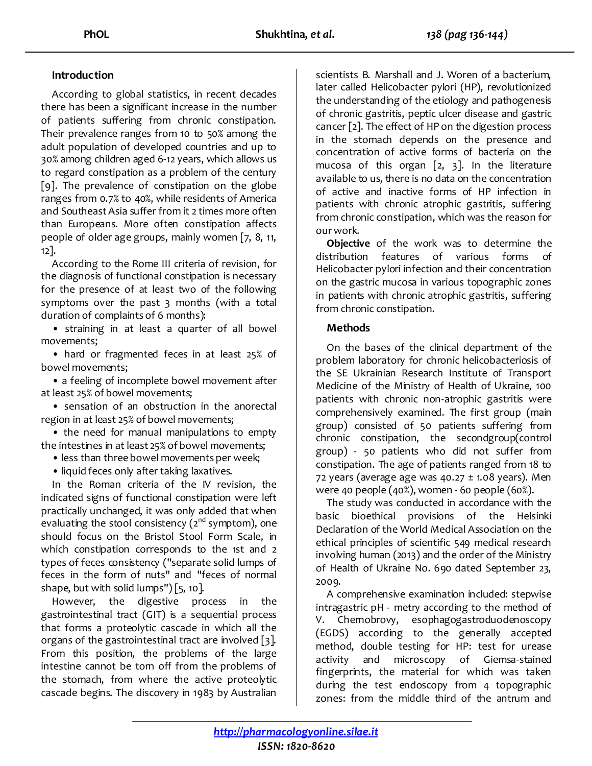## Introduction

According to global statistics, in recent decades there has been a significant increase in the number of patients suffering from chronic constipation. Their prevalence ranges from 10 to 50% among the adult population of developed countries and up to 30% among children aged 6-12 years, which allows us to regard constipation as a problem of the century [9]. The prevalence of constipation on the globe ranges from 0.7% to 40%, while residents of America and Southeast Asia suffer from it 2 times more often than Europeans. More often constipation affects people of older age groups, mainly women [7, 8, 11, 12].

According to the Rome III criteria of revision, for the diagnosis of functional constipation is necessary for the presence of at least two of the following symptoms over the past 3 months (with a total duration of complaints of 6 months):

- straining in at least a quarter of all bowel movements;
- hard or fragmented feces in at least 25% of bowel movements;
- a feeling of incomplete bowel movement after at least 25% of bowel movements;
- sensation of an obstruction in the anorectal region in at least 25% of bowel movements;
- the need for manual manipulations to empty the intestines in at least 25% of bowel movements;
- less than three bowel movements per week;
- liquid feces only after taking laxatives.

In the Roman criteria of the IV revision, the indicated signs of functional constipation were left practically unchanged, it was only added that when evaluating the stool consistency (2nd symptom), one should focus on the Bristol Stool Form Scale, in which constipation corresponds to the 1st and 2 types of feces consistency ("separate solid lumps of feces in the form of nuts" and "feces of normal shape, but with solid lumps") [5, 10].

However, the digestive process in the gastrointestinal tract (GIT) is a sequential process that forms a proteolytic cascade in which all the organs of the gastrointestinal tract are involved [3]. From this position, the problems of the large intestine cannot be torn off from the problems of the stomach, from where the active proteolytic cascade begins. The discovery in 1983 by Australian scientists B. Marshall and J. Woren of a bacterium, later called Helicobacter pylori (HP), revolutionized the understanding of the etiology and pathogenesis of chronic gastritis, peptic ulcer disease and gastric cancer [2]. The effect of HP on the digestion process in the stomach depends on the presence and concentration of active forms of bacteria on the mucosa of this organ [2, 3]. In the literature available to us, there is no data on the concentration of active and inactive forms of HP infection in patients with chronic atrophic gastritis, suffering from chronic constipation, which was the reason for our work.

**Objective** of the work was to determine the distribution features of various forms of Helicobacter pylori infection and their concentration on the gastric mucosa in various topographic zones in patients with chronic atrophic gastritis, suffering from chronic constipation.

## Methods

On the bases of the clinical department of the problem laboratory for chronic helicobacteriosis of the SE Ukrainian Research Institute of Transport Medicine of the Ministry of Health of Ukraine, 100 patients with chronic non-atrophic gastritis were comprehensively examined. The first group (main group) consisted of 50 patients suffering from chronic constipation, the secondgroup(control group) - 50 patients who did not suffer from constipation. The age of patients ranged from 18 to 72 years (average age was 40.27 ± 1.08 years). Men were 40 people (40%), women - 60 people (60%).

The study was conducted in accordance with the basic bioethical provisions of the Helsinki Declaration of the World Medical Association on the ethical principles of scientific 549 medical research involving human (2013) and the order of the Ministry of Health of Ukraine No. 690 dated September 23, 2009.

A comprehensive examination included: stepwise intragastric pH - metry according to the method of V. Chernobrovy, esophagogastroduodenoscopy (EGDS) according to the generally accepted method, double testing for HP: test for urease activity and microscopy of Giemsa-stained fingerprints, the material for which was taken during the test endoscopy from 4 topographic zones: from the middle third of the antrum and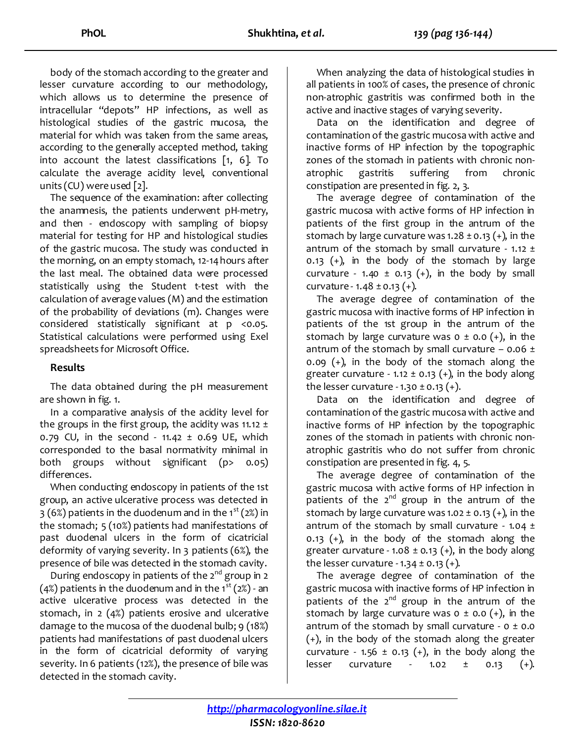body of the stomach according to the greater and lesser curvature according to our methodology, which allows us to determine the presence of intracellular "depots" HP infections, as well as histological studies of the gastric mucosa, the material for which was taken from the same areas, according to the generally accepted method, taking into account the latest classifications [1, 6]. To calculate the average acidity level, conventional units (CU) were used [2].

The sequence of the examination: after collecting the anamnesis, the patients underwent pH-metry, and then - endoscopy with sampling of biopsy material for testing for HP and histological studies of the gastric mucosa. The study was conducted in the morning, on an empty stomach, 12-14 hours after the last meal. The obtained data were processed statistically using the Student t-test with the calculation of average values (M) and the estimation of the probability of deviations (m). Changes were considered statistically significant at $p < 0.05$. Statistical calculations were performed using Exel spreadsheets for Microsoft Office.

## Results

The data obtained during the pH measurement are shown in fig. 1.

In a comparative analysis of the acidity level for the groups in the first group, the acidity was 11.12 ± 0.79 CU, in the second - 11.42 ± 0.69 UE, which corresponded to the basal normativity minimal in both groups without significant ($p > 0.05$) differences.

When conducting endoscopy in patients of the 1st group, an active ulcerative process was detected in 3 (6%) patients in the duodenum and in the 1st (2%) in the stomach; 5 (10%) patients had manifestations of past duodenal ulcers in the form of cicatricial deformity of varying severity. In 3 patients (6%), the presence of bile was detected in the stomach cavity.

During endoscopy in patients of the 2nd group in 2 (4%) patients in the duodenum and in the 1st (2%) - an active ulcerative process was detected in the stomach, in 2 (4%) patients erosive and ulcerative damage to the mucosa of the duodenal bulb; 9 (18%) patients had manifestations of past duodenal ulcers in the form of cicatricial deformity of varying severity. In 6 patients (12%), the presence of bile was detected in the stomach cavity.

When analyzing the data of histological studies in all patients in 100% of cases, the presence of chronic non-atrophic gastritis was confirmed both in the active and inactive stages of varying severity.

Data on the identification and degree of contamination of the gastric mucosa with active and inactive forms of HP infection by the topographic zones of the stomach in patients with chronic non-atrophic gastritis suffering from chronic constipation are presented in fig. 2, 3.

The average degree of contamination of the gastric mucosa with active forms of HP infection in patients of the first group in the antrum of the stomach by large curvature was 1.28 ± 0.13 (+), in the antrum of the stomach by small curvature - 1.12 ± 0.13 (+), in the body of the stomach by large curvature - 1.40 ± 0.13 (+), in the body by small curvature - 1.48 ± 0.13 (+).

The average degree of contamination of the gastric mucosa with inactive forms of HP infection in patients of the 1st group in the antrum of the stomach by large curvature was 0 ± 0.0 (+), in the antrum of the stomach by small curvature – 0.06 ± 0.09 (+), in the body of the stomach along the greater curvature - 1.12 ± 0.13 (+), in the body along the lesser curvature - 1.30 ± 0.13 (+).

Data on the identification and degree of contamination of the gastric mucosa with active and inactive forms of HP infection by the topographic zones of the stomach in patients with chronic non-atrophic gastritis who do not suffer from chronic constipation are presented in fig. 4, 5.

The average degree of contamination of the gastric mucosa with active forms of HP infection in patients of the 2nd group in the antrum of the stomach by large curvature was 1.02 ± 0.13 (+), in the antrum of the stomach by small curvature - 1.04 ± 0.13 (+), in the body of the stomach along the greater curvature - 1.08 ± 0.13 (+), in the body along the lesser curvature - 1.34 ± 0.13 (+).

The average degree of contamination of the gastric mucosa with inactive forms of HP infection in patients of the 2nd group in the antrum of the stomach by large curvature was 0 ± 0.0 (+), in the antrum of the stomach by small curvature - 0 ± 0.0 (+), in the body of the stomach along the greater curvature - 1.56 ± 0.13 (+), in the body along the lesser curvature - 1.02 ± 0.13 (+).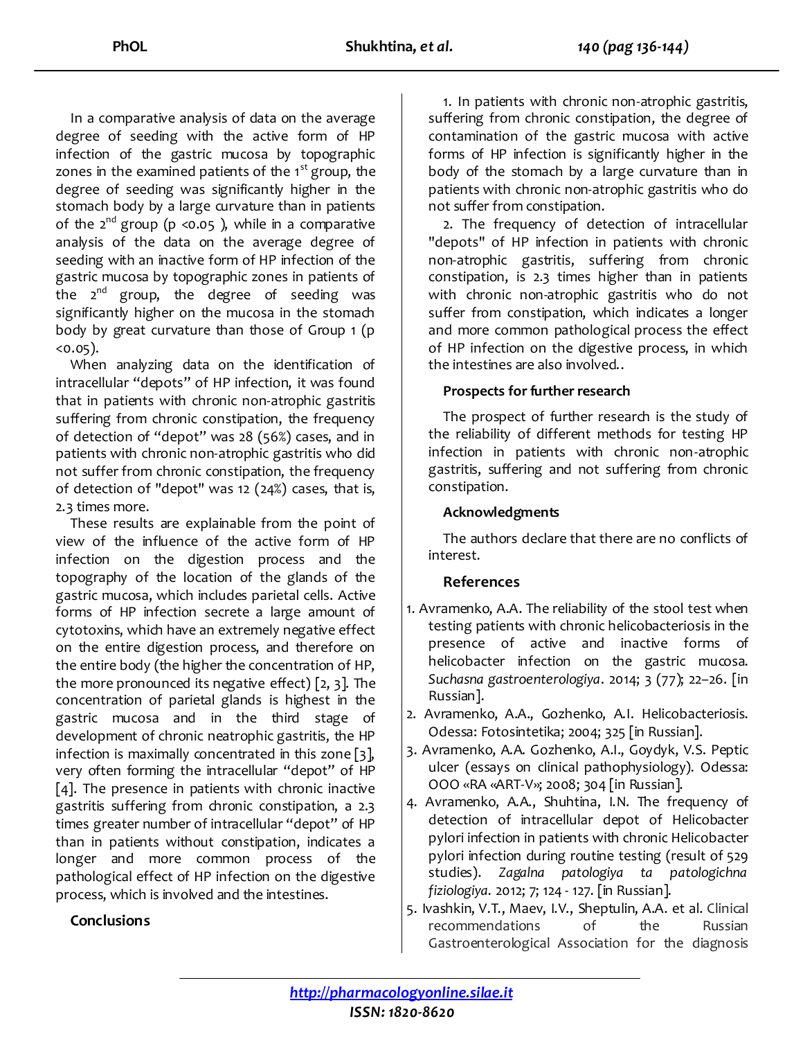In a comparative analysis of data on the average degree of seeding with the active form of HP infection of the gastric mucosa by topographic zones in the examined patients of the 1st group, the degree of seeding was significantly higher in the stomach body by a large curvature than in patients of the 2nd group ($p < 0.05$ ), while in a comparative analysis of the data on the average degree of seeding with an inactive form of HP infection of the gastric mucosa by topographic zones in patients of the 2nd group, the degree of seeding was significantly higher on the mucosa in the stomach body by great curvature than those of Group 1 ($p < 0.05$).

When analyzing data on the identification of intracellular "depots" of HP infection, it was found that in patients with chronic non-atrophic gastritis suffering from chronic constipation, the frequency of detection of "depot" was 28 (56%) cases, and in patients with chronic non-atrophic gastritis who did not suffer from chronic constipation, the frequency of detection of "depot" was 12 (24%) cases, that is, 2.3 times more.

These results are explainable from the point of view of the influence of the active form of HP infection on the digestion process and the topography of the location of the glands of the gastric mucosa, which includes parietal cells. Active forms of HP infection secrete a large amount of cytotoxins, which have an extremely negative effect on the entire digestion process, and therefore on the entire body (the higher the concentration of HP, the more pronounced its negative effect) [2, 3]. The concentration of parietal glands is highest in the gastric mucosa and in the third stage of development of chronic neatrophic gastritis, the HP infection is maximally concentrated in this zone [3], very often forming the intracellular "depot" of HP [4]. The presence in patients with chronic inactive gastritis suffering from chronic constipation, a 2.3 times greater number of intracellular "depot" of HP than in patients without constipation, indicates a longer and more common process of the pathological effect of HP infection on the digestive process, which is involved and the intestines.

## Conclusions

1. In patients with chronic non-atrophic gastritis, suffering from chronic constipation, the degree of contamination of the gastric mucosa with active forms of HP infection is significantly higher in the body of the stomach by a large curvature than in patients with chronic non-atrophic gastritis who do not suffer from constipation.
2. The frequency of detection of intracellular "depots" of HP infection in patients with chronic non-atrophic gastritis, suffering from chronic constipation, is 2.3 times higher than in patients with chronic non-atrophic gastritis who do not suffer from constipation, which indicates a longer and more common pathological process the effect of HP infection on the digestive process, in which the intestines are also involved..

## Prospects for further research

The prospect of further research is the study of the reliability of different methods for testing HP infection in patients with chronic non-atrophic gastritis, suffering and not suffering from chronic constipation.

## Acknowledgments

The authors declare that there are no conflicts of interest.

## References

1. Avramenko, A.A. The reliability of the stool test when testing patients with chronic helicobacteriosis in the presence of active and inactive forms of helicobacter infection on the gastric mucosa. *Suchasna gastroenterologiya*. 2014; 3 (77); 22–26. [in Russian].
2. Avramenko, A.A., Gozhenko, A.I. Helicobacteriosis. Odessa: Fotosintetika; 2004; 325 [in Russian].
3. Avramenko, A.A. Gozhenko, A.I., Goydyk, V.S. Peptic ulcer (essays on clinical pathophysiology). Odessa: OOO «RA «ART-V»; 2008; 304 [in Russian].
4. Avramenko, A.A., Shuhtina, I.N. The frequency of detection of intracellular depot of Helicobacter pylori infection in patients with chronic Helicobacter pylori infection during routine testing (result of 529 studies). *Zagalna patologiya ta patologichna fiziologiya*. 2012; 7; 124 - 127. [in Russian].
5. Ivashkin, V.T., Maev, I.V., Sheptulin, A.A. et al. Clinical recommendations of the Russian Gastroenterological Association for the diagnosis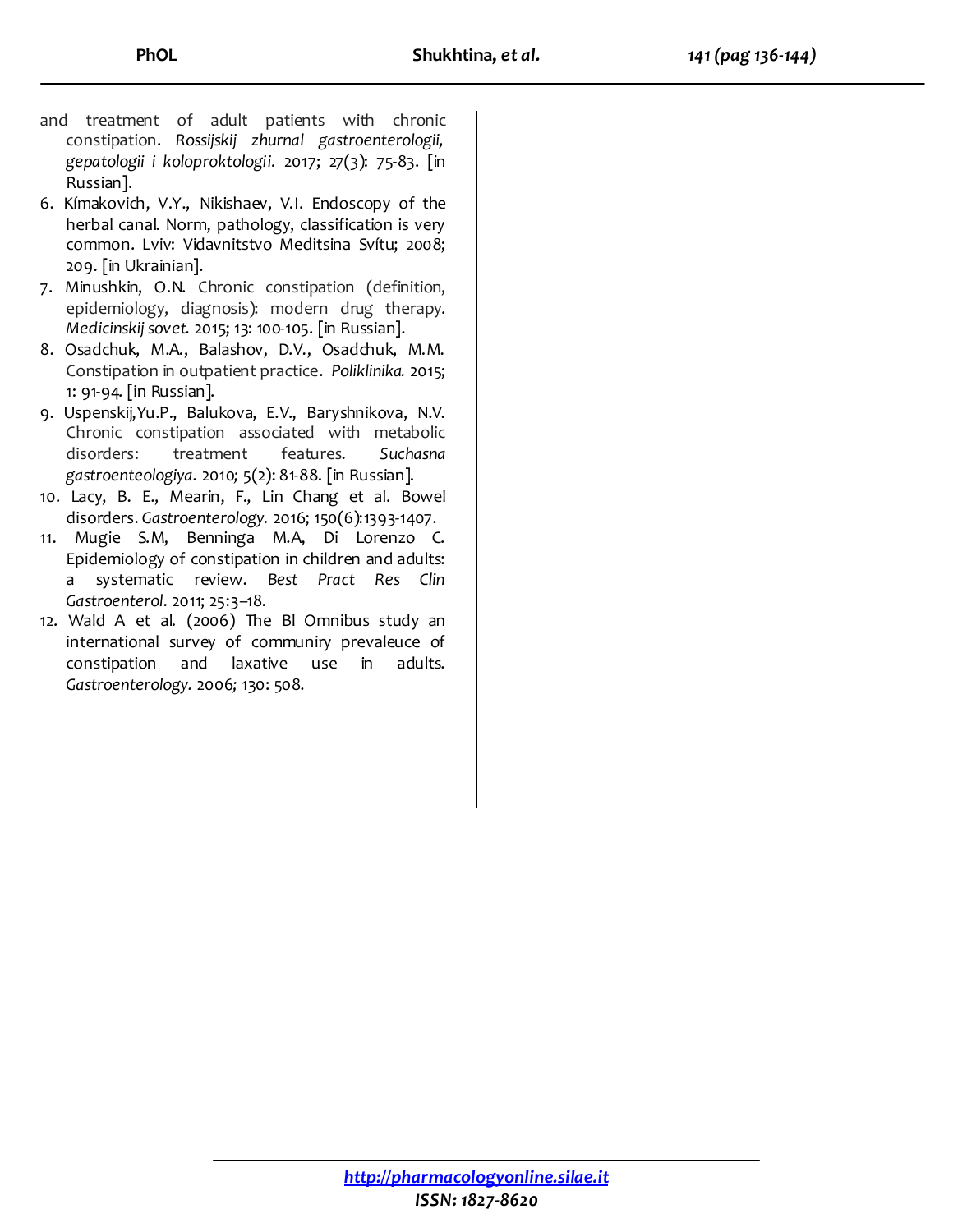and treatment of adult patients with chronic constipation. *Rossijskij zhurnal gastroenterologii, gepatologii i koloproktologii.* 2017; 27(3): 75-83. [in Russian].

6. Kímakovich, V.Y., Nikishaev, V.I. Endoscopy of the herbal canal. Norm, pathology, classification is very common. Lviv: Vidavnitstvo Meditsina Svítu; 2008; 209. [in Ukrainian].
7. Minushkin, O.N. Chronic constipation (definition, epidemiology, diagnosis): modern drug therapy. *Medicinskij sovet.* 2015; 13: 100-105. [in Russian].
8. Osadchuk, M.A., Balashov, D.V., Osadchuk, M.M. Constipation in outpatient practice. *Poliklinika.* 2015; 1: 91-94. [in Russian].
9. Uspenskij,Yu.P., Balukova, E.V., Baryshnikova, N.V. Chronic constipation associated with metabolic disorders: treatment features. *Suchasna gastroenteologiya.* 2010; 5(2): 81-88. [in Russian].
10. Lacy, B. E., Mearin, F., Lin Chang et al. Bowel disorders. *Gastroenterology.* 2016; 150(6):1393-1407.
11. Mugie S.M, Benninga M.A, Di Lorenzo C. Epidemiology of constipation in children and adults: a systematic review. *Best Pract Res Clin Gastroenterol*. 2011; 25:3–18.
12. Wald A et al. (2006) The Bl Omnibus study an international survey of communiry prevaleuce of constipation and laxative use in adults. *Gastroenterology.* 2006; 130: 508.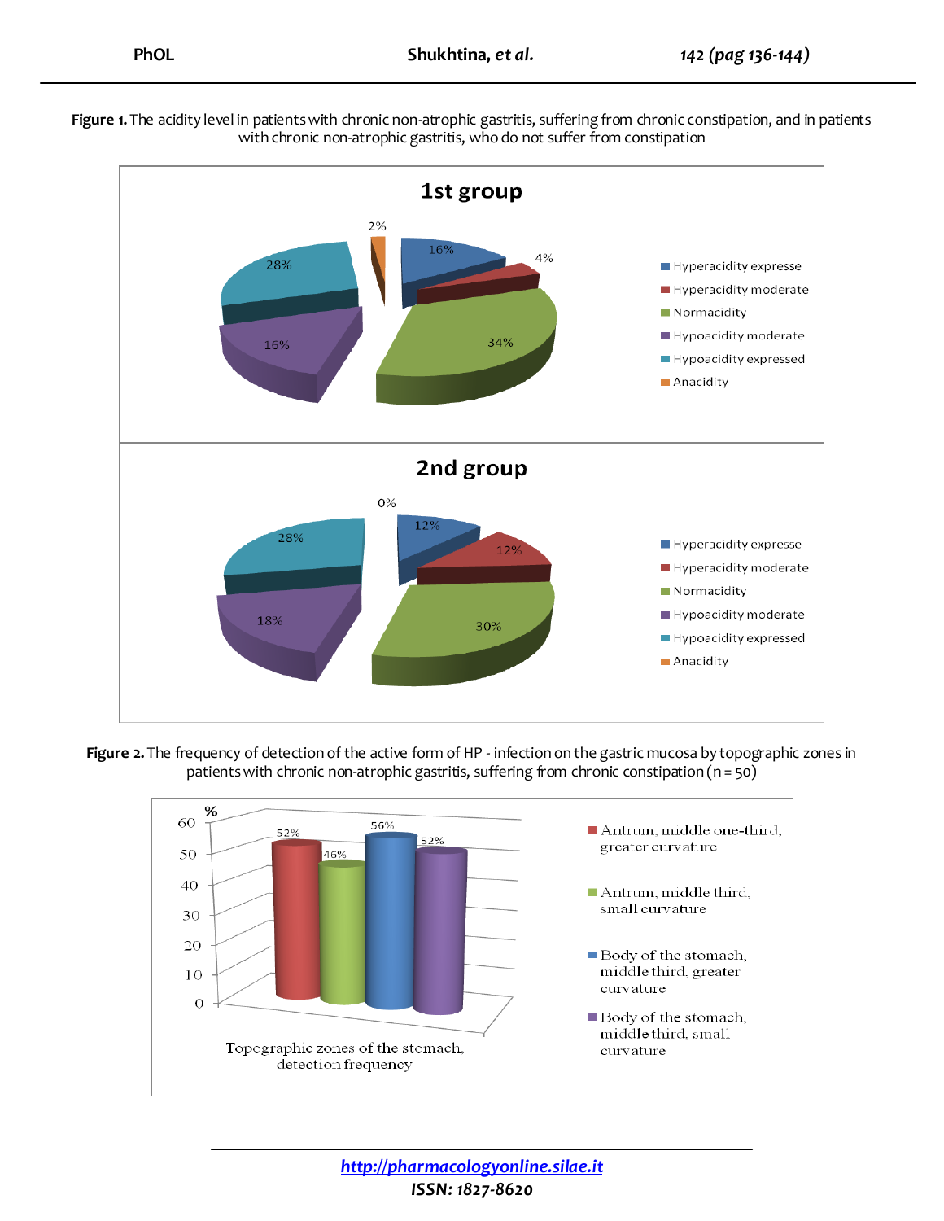**Figure 1.** The acidity level in patients with chronic non-atrophic gastritis, suffering from chronic constipation, and in patients with chronic non-atrophic gastritis, who do not suffer from constipation

**Figure 2.** The frequency of detection of the active form of HP - infection on the gastric mucosa by topographic zones in patients with chronic non-atrophic gastritis, suffering from chronic constipation (n = 50)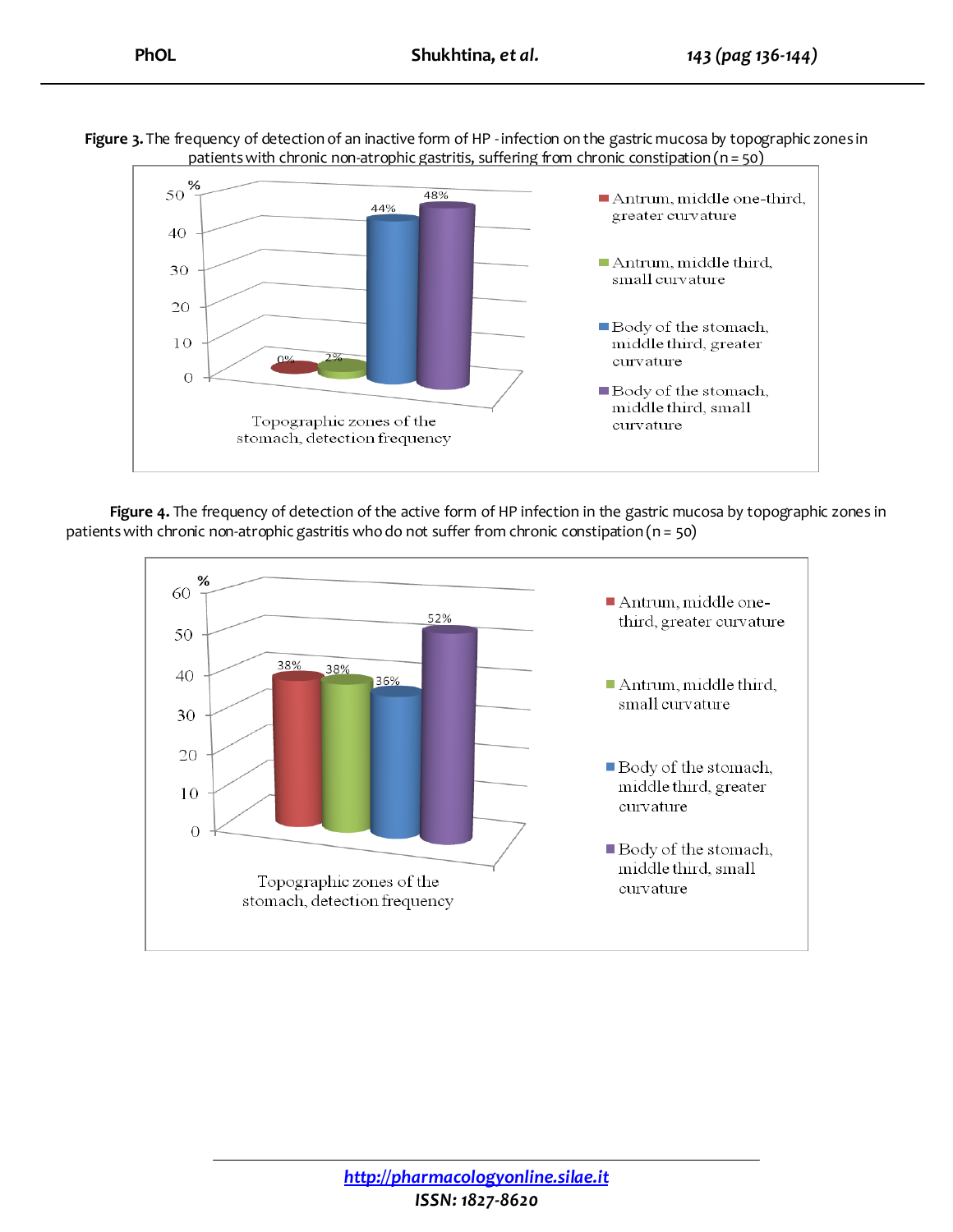**Figure 3.** The frequency of detection of an inactive form of HP -infection on the gastric mucosa by topographic zones in patients with chronic non-atrophic gastritis, suffering from chronic constipation (n = 50)

| Topographic zones of the stomach, detection frequency | % |
|---|---|
| Antrum, middle one-third, greater curvature | 0% |
| Antrum, middle third, small curvature | 2% |
| Body of the stomach, middle third, greater curvature | 44% |
| Body of the stomach, middle third, small curvature | 48% |

**Figure 4.** The frequency of detection of the active form of HP infection in the gastric mucosa by topographic zones in patients with chronic non-atrophic gastritis who do not suffer from chronic constipation (n = 50)

| Topographic zones of the stomach, detection frequency | % |
|---|---|
| Antrum, middle one-third, greater curvature | 38% |
| Antrum, middle third, small curvature | 38% |
| Body of the stomach, middle third, greater curvature | 36% |
| Body of the stomach, middle third, small curvature | 52% |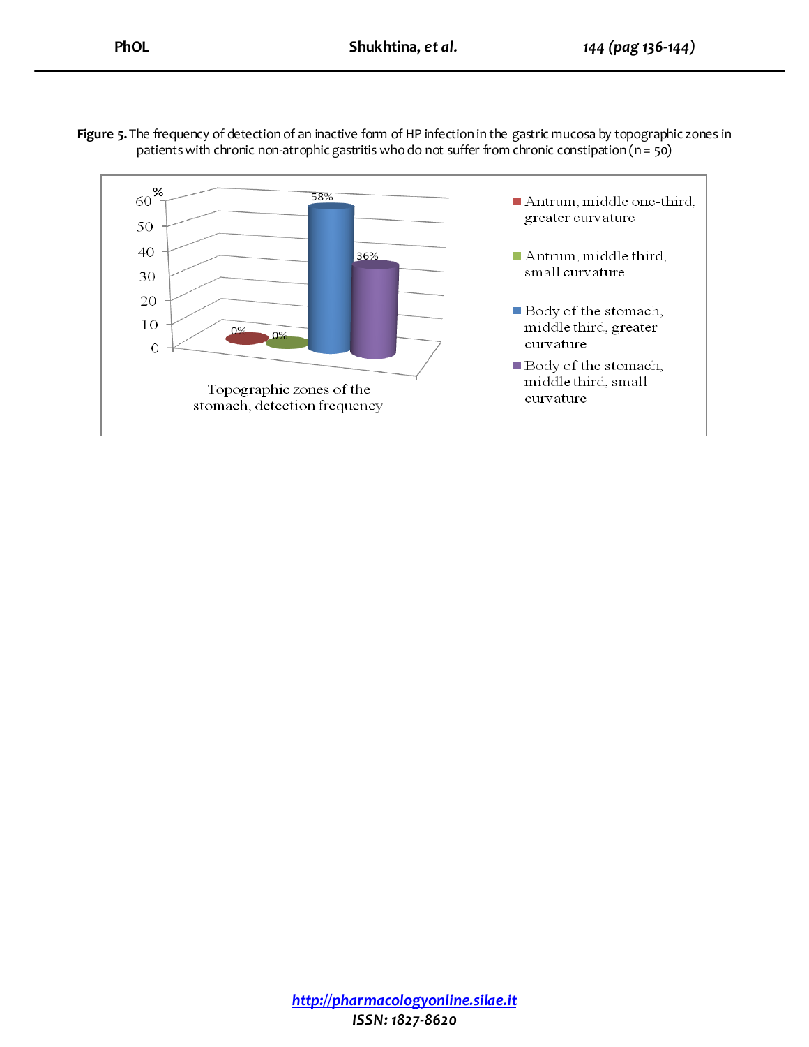**Figure 5.** The frequency of detection of an inactive form of HP infection in the gastric mucosa by topographic zones in patients with chronic non-atrophic gastritis who do not suffer from chronic constipation (n = 50)

%

60

50

40

30

20

10

0

0%

0%

58%

36%

Topographic zones of the stomach, detection frequency

Antrum, middle one-third, greater curvature

Antrum, middle third, small curvature

Body of the stomach, middle third, greater curvature

Body of the stomach, middle third, small curvature